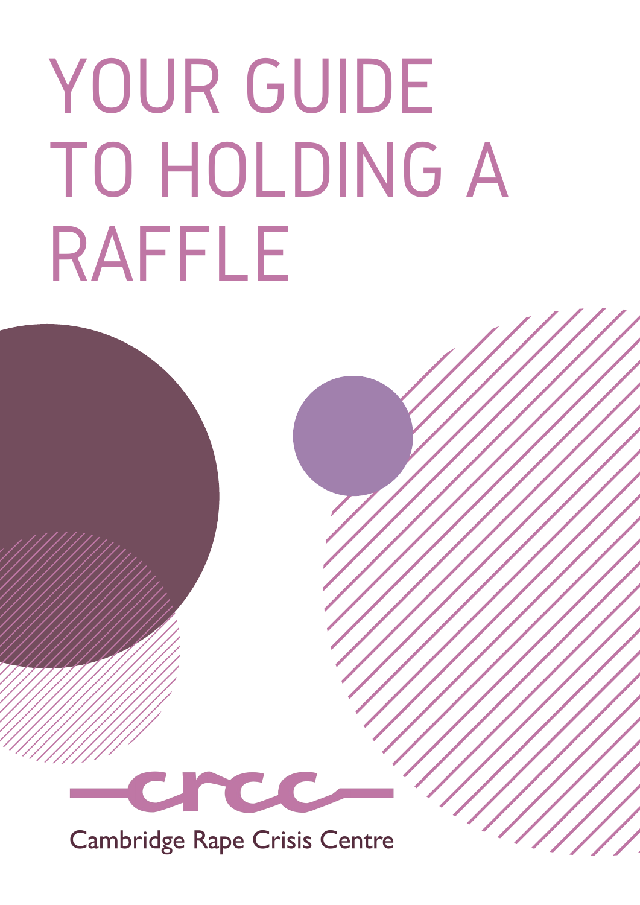# YOUR GUIDE TO HOLDING A RAFFLE

crcc

Cambridge Rape Crisis Centre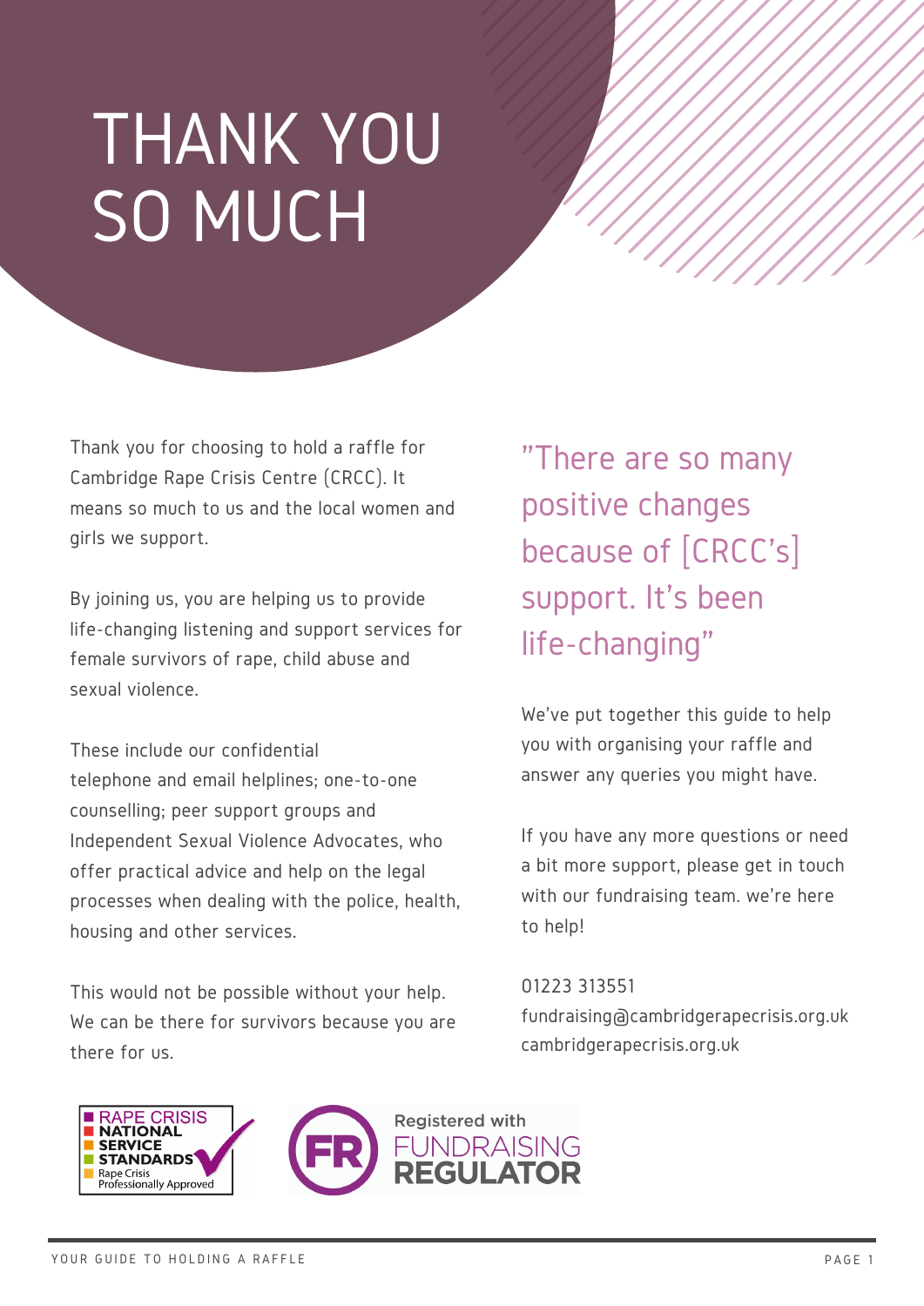# THANK YOU SO MUCH

Thank you for choosing to hold a raffle for Cambridge Rape Crisis Centre (CRCC). It means so much to us and the local women and girls we support.

By joining us, you are helping us to provide life-changing listening and support services for female survivors of rape, child abuse and sexual violence.

These include our confidential telephone and email helplines; one-to-one counselling; peer support groups and Independent Sexual Violence Advocates, who offer practical advice and help on the legal processes when dealing with the police, health, housing and other services.

This would not be possible without your help. We can be there for survivors because you are there for us.

> "There are so many positive changes because of [CRCC's] support. It's been life-changing"

We've put together this guide to help you with organising your raffle and answer any queries you might have.

If you have any more questions or need a bit more support, please get in touch with our fundraising team. we're here to help!

01223 313551
fundraising@cambridgerapecrisis.org.uk
cambridgerapecrisis.org.uk

RAPE CRISIS NATIONAL SERVICE STANDARDS
Rape Crisis Professionally Approved

Registered with FUNDRAISING REGULATOR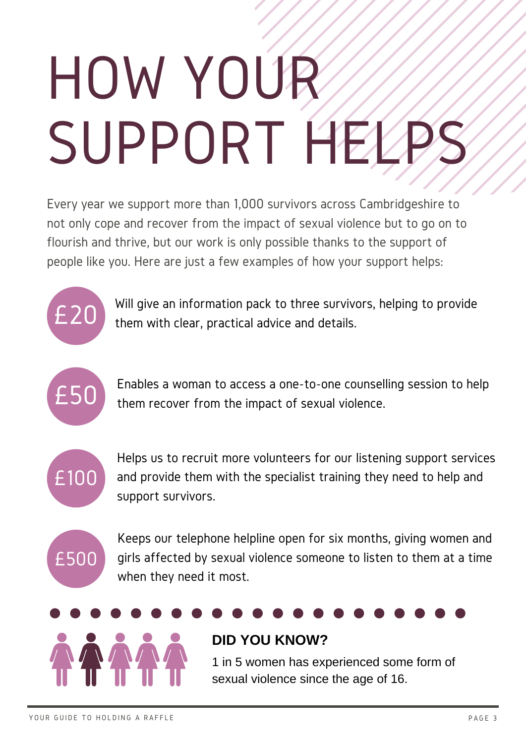# HOW YOUR SUPPORT HELPS

Every year we support more than 1,000 survivors across Cambridgeshire to not only cope and recover from the impact of sexual violence but to go on to flourish and thrive, but our work is only possible thanks to the support of people like you. Here are just a few examples of how your support helps:

**£20** Will give an information pack to three survivors, helping to provide them with clear, practical advice and details.

**£50** Enables a woman to access a one-to-one counselling session to help them recover from the impact of sexual violence.

**£100** Helps us to recruit more volunteers for our listening support services and provide them with the specialist training they need to help and support survivors.

**£500** Keeps our telephone helpline open for six months, giving women and girls affected by sexual violence someone to listen to them at a time when they need it most.

## DID YOU KNOW?

1 in 5 women has experienced some form of sexual violence since the age of 16.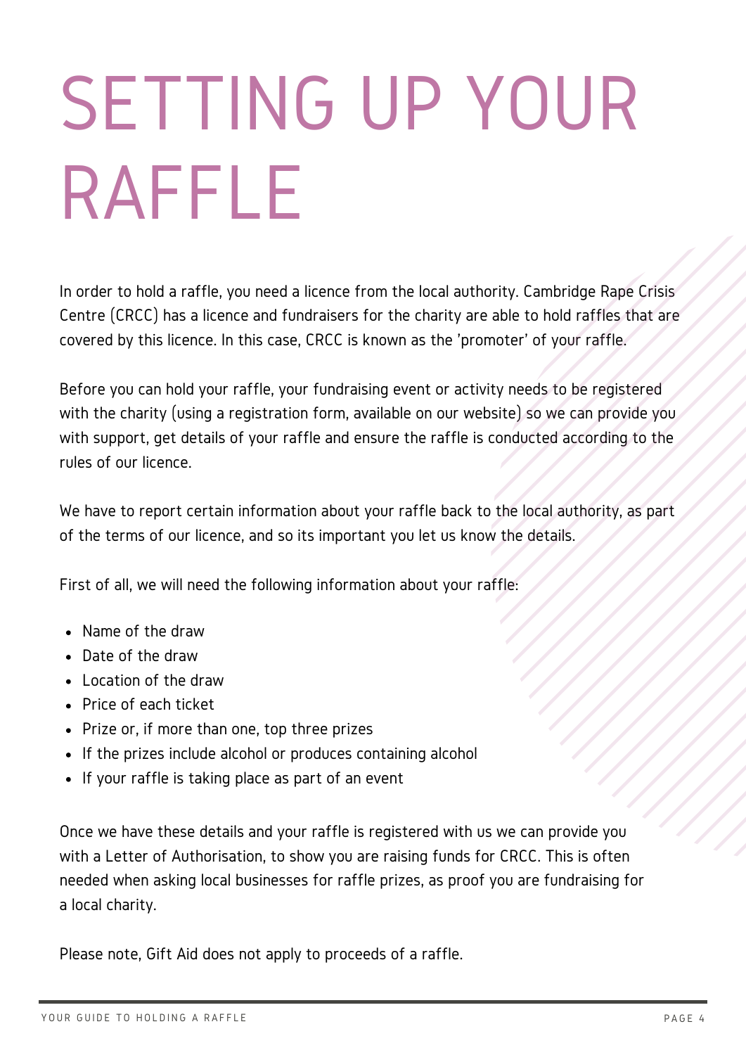# SETTING UP YOUR RAFFLE

In order to hold a raffle, you need a licence from the local authority. Cambridge Rape Crisis Centre (CRCC) has a licence and fundraisers for the charity are able to hold raffles that are covered by this licence. In this case, CRCC is known as the 'promoter' of your raffle.

Before you can hold your raffle, your fundraising event or activity needs to be registered with the charity (using a registration form, available on our website) so we can provide you with support, get details of your raffle and ensure the raffle is conducted according to the rules of our licence.

We have to report certain information about your raffle back to the local authority, as part of the terms of our licence, and so its important you let us know the details.

First of all, we will need the following information about your raffle:

- Name of the draw
- Date of the draw
- Location of the draw
- Price of each ticket
- Prize or, if more than one, top three prizes
- If the prizes include alcohol or produces containing alcohol
- If your raffle is taking place as part of an event

Once we have these details and your raffle is registered with us we can provide you with a Letter of Authorisation, to show you are raising funds for CRCC. This is often needed when asking local businesses for raffle prizes, as proof you are fundraising for a local charity.

Please note, Gift Aid does not apply to proceeds of a raffle.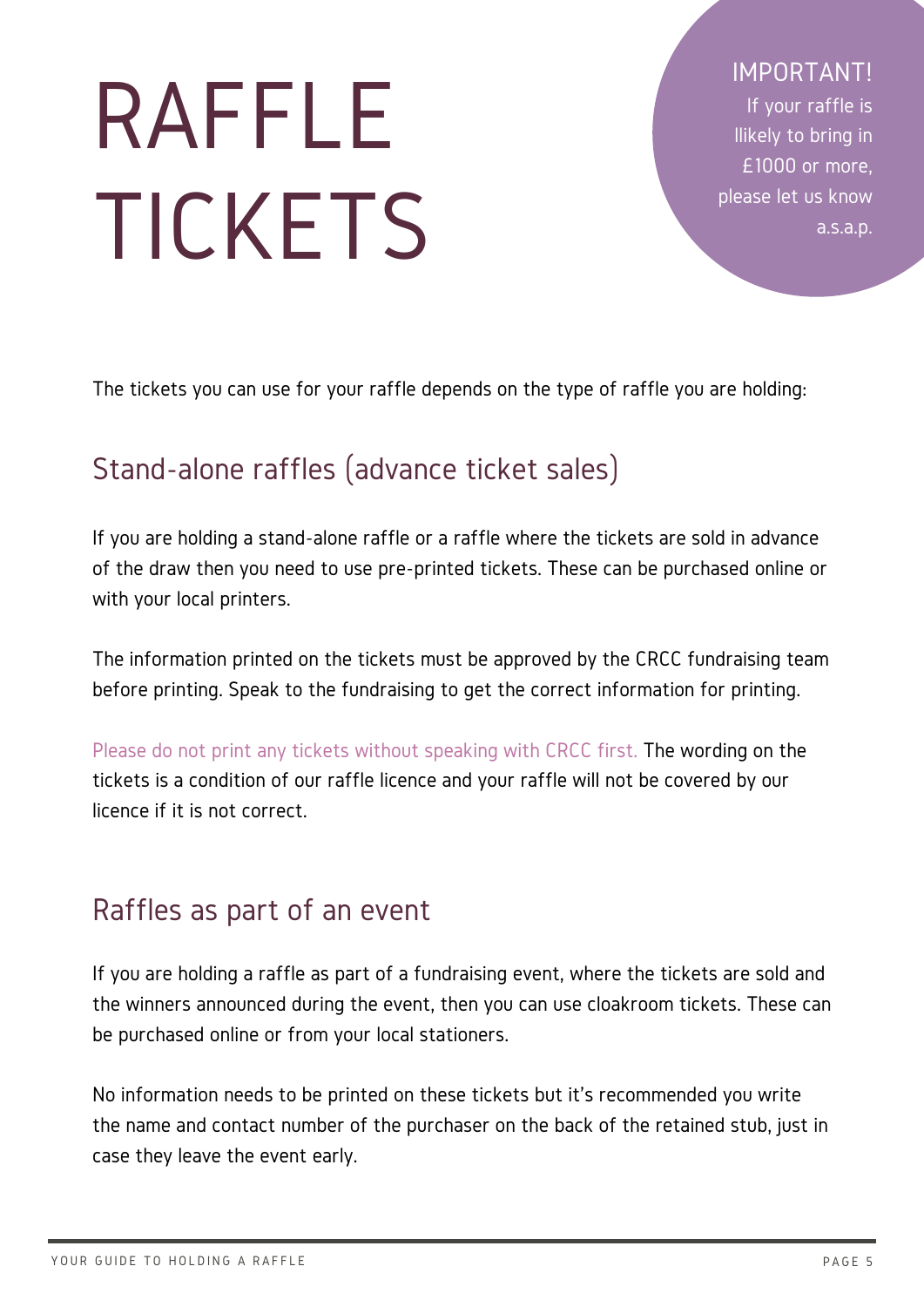# RAFFLE TICKETS

**IMPORTANT!**
If your raffle is likely to bring in £1000 or more, please let us know a.s.a.p.

The tickets you can use for your raffle depends on the type of raffle you are holding:

## Stand-alone raffles (advance ticket sales)

If you are holding a stand-alone raffle or a raffle where the tickets are sold in advance of the draw then you need to use pre-printed tickets. These can be purchased online or with your local printers.

The information printed on the tickets must be approved by the CRCC fundraising team before printing. Speak to the fundraising to get the correct information for printing.

Please do not print any tickets without speaking with CRCC first. The wording on the tickets is a condition of our raffle licence and your raffle will not be covered by our licence if it is not correct.

## Raffles as part of an event

If you are holding a raffle as part of a fundraising event, where the tickets are sold and the winners announced during the event, then you can use cloakroom tickets. These can be purchased online or from your local stationers.

No information needs to be printed on these tickets but it's recommended you write the name and contact number of the purchaser on the back of the retained stub, just in case they leave the event early.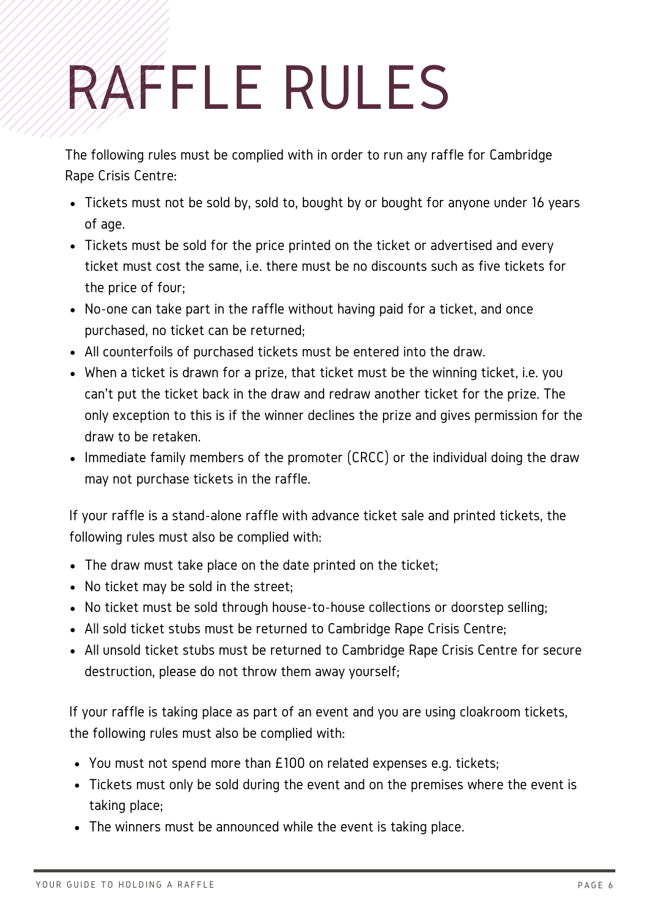# RAFFLE RULES

The following rules must be complied with in order to run any raffle for Cambridge Rape Crisis Centre:

- Tickets must not be sold by, sold to, bought by or bought for anyone under 16 years of age.
- Tickets must be sold for the price printed on the ticket or advertised and every ticket must cost the same, i.e. there must be no discounts such as five tickets for the price of four;
- No-one can take part in the raffle without having paid for a ticket, and once purchased, no ticket can be returned;
- All counterfoils of purchased tickets must be entered into the draw.
- When a ticket is drawn for a prize, that ticket must be the winning ticket, i.e. you can't put the ticket back in the draw and redraw another ticket for the prize. The only exception to this is if the winner declines the prize and gives permission for the draw to be retaken.
- Immediate family members of the promoter (CRCC) or the individual doing the draw may not purchase tickets in the raffle.

If your raffle is a stand-alone raffle with advance ticket sale and printed tickets, the following rules must also be complied with:

- The draw must take place on the date printed on the ticket;
- No ticket may be sold in the street;
- No ticket must be sold through house-to-house collections or doorstep selling;
- All sold ticket stubs must be returned to Cambridge Rape Crisis Centre;
- All unsold ticket stubs must be returned to Cambridge Rape Crisis Centre for secure destruction, please do not throw them away yourself;

If your raffle is taking place as part of an event and you are using cloakroom tickets, the following rules must also be complied with:

- You must not spend more than £100 on related expenses e.g. tickets;
- Tickets must only be sold during the event and on the premises where the event is taking place;
- The winners must be announced while the event is taking place.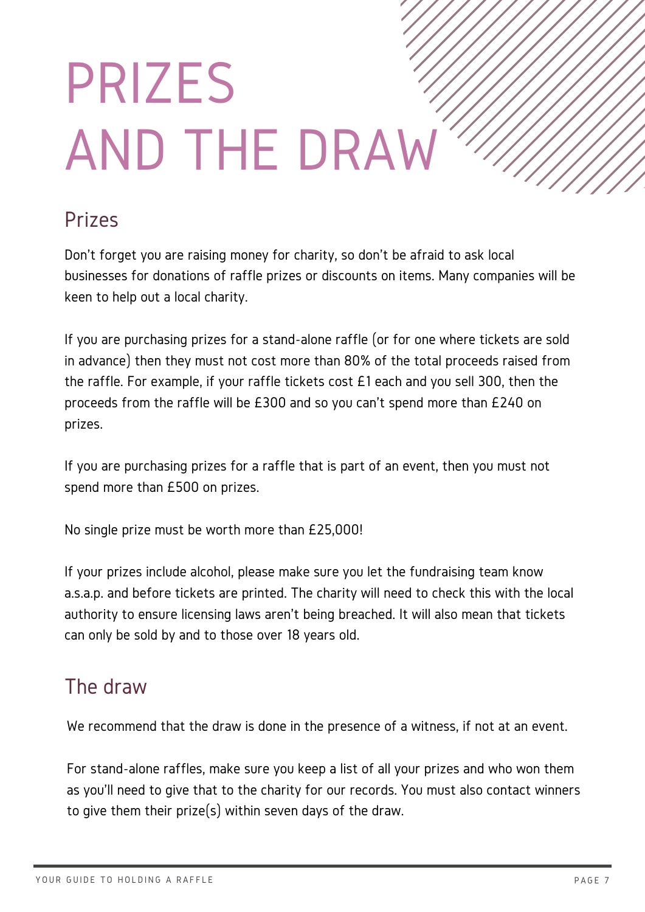# PRIZES AND THE DRAW

## Prizes

Don't forget you are raising money for charity, so don't be afraid to ask local businesses for donations of raffle prizes or discounts on items. Many companies will be keen to help out a local charity.

If you are purchasing prizes for a stand-alone raffle (or for one where tickets are sold in advance) then they must not cost more than 80% of the total proceeds raised from the raffle. For example, if your raffle tickets cost £1 each and you sell 300, then the proceeds from the raffle will be £300 and so you can't spend more than £240 on prizes.

If you are purchasing prizes for a raffle that is part of an event, then you must not spend more than £500 on prizes.

No single prize must be worth more than £25,000!

If your prizes include alcohol, please make sure you let the fundraising team know a.s.a.p. and before tickets are printed. The charity will need to check this with the local authority to ensure licensing laws aren't being breached. It will also mean that tickets can only be sold by and to those over 18 years old.

## The draw

We recommend that the draw is done in the presence of a witness, if not at an event.

For stand-alone raffles, make sure you keep a list of all your prizes and who won them as you'll need to give that to the charity for our records. You must also contact winners to give them their prize(s) within seven days of the draw.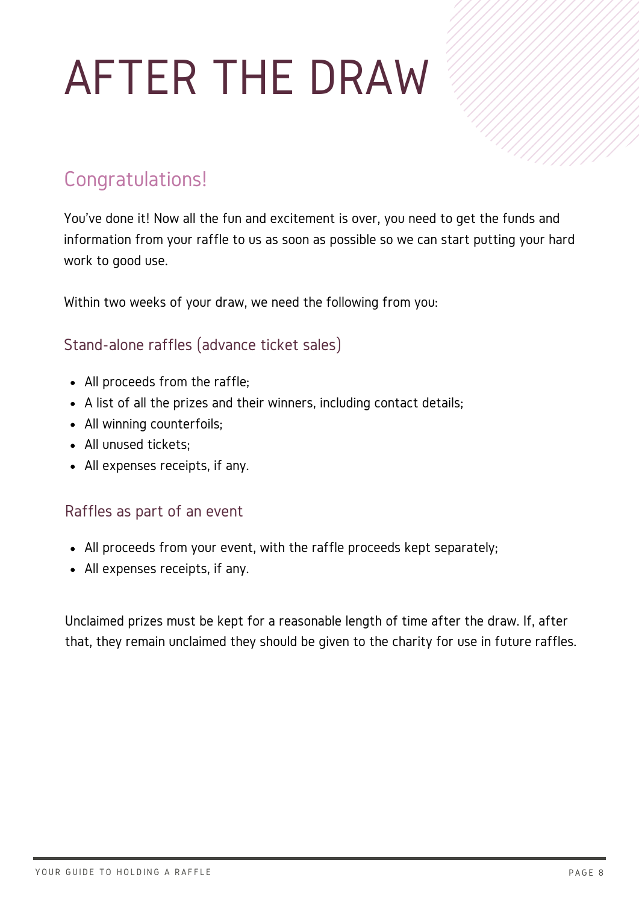# AFTER THE DRAW

## Congratulations!

You've done it! Now all the fun and excitement is over, you need to get the funds and information from your raffle to us as soon as possible so we can start putting your hard work to good use.

Within two weeks of your draw, we need the following from you:

### Stand-alone raffles (advance ticket sales)

- All proceeds from the raffle;
- A list of all the prizes and their winners, including contact details;
- All winning counterfoils;
- All unused tickets;
- All expenses receipts, if any.

### Raffles as part of an event

- All proceeds from your event, with the raffle proceeds kept separately;
- All expenses receipts, if any.

Unclaimed prizes must be kept for a reasonable length of time after the draw. If, after that, they remain unclaimed they should be given to the charity for use in future raffles.